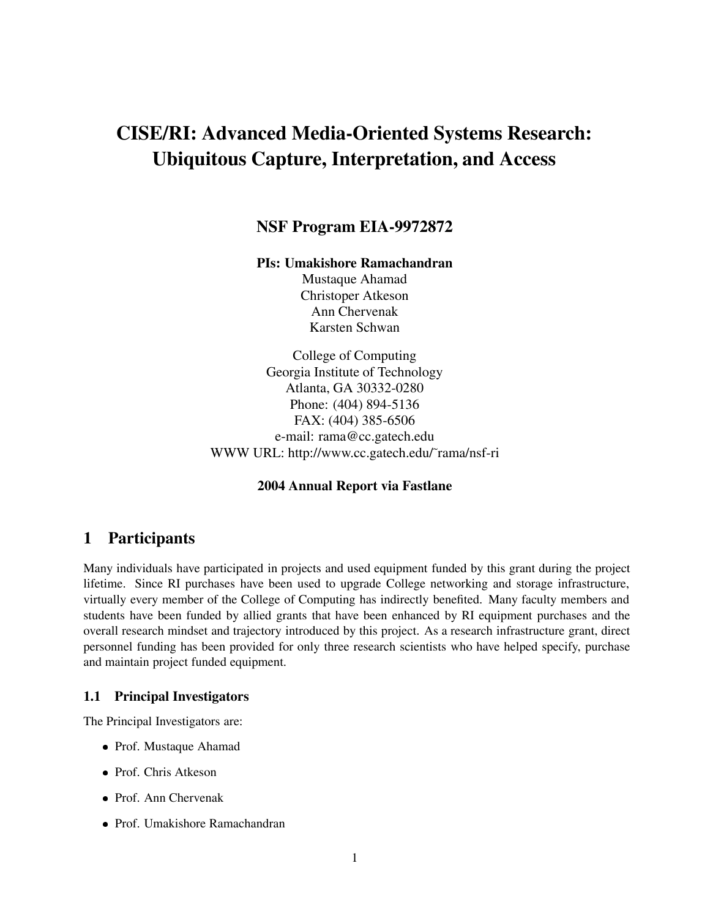# CISE/RI: Advanced Media-Oriented Systems Research: Ubiquitous Capture, Interpretation, and Access

## NSF Program EIA-9972872

**PIs: Umakishore Ramachandran**
Mustaque Ahamad
Christoper Atkeson
Ann Chervenak
Karsten Schwan

College of Computing
Georgia Institute of Technology
Atlanta, GA 30332-0280
Phone: (404) 894-5136
FAX: (404) 385-6506
e-mail: rama@cc.gatech.edu
WWW URL: http://www.cc.gatech.edu/˜rama/nsf-ri

**2004 Annual Report via Fastlane**

## 1 Participants

Many individuals have participated in projects and used equipment funded by this grant during the project lifetime. Since RI purchases have been used to upgrade College networking and storage infrastructure, virtually every member of the College of Computing has indirectly benefited. Many faculty members and students have been funded by allied grants that have been enhanced by RI equipment purchases and the overall research mindset and trajectory introduced by this project. As a research infrastructure grant, direct personnel funding has been provided for only three research scientists who have helped specify, purchase and maintain project funded equipment.

### 1.1 Principal Investigators

The Principal Investigators are:

- Prof. Mustaque Ahamad
- Prof. Chris Atkeson
- Prof. Ann Chervenak
- Prof. Umakishore Ramachandran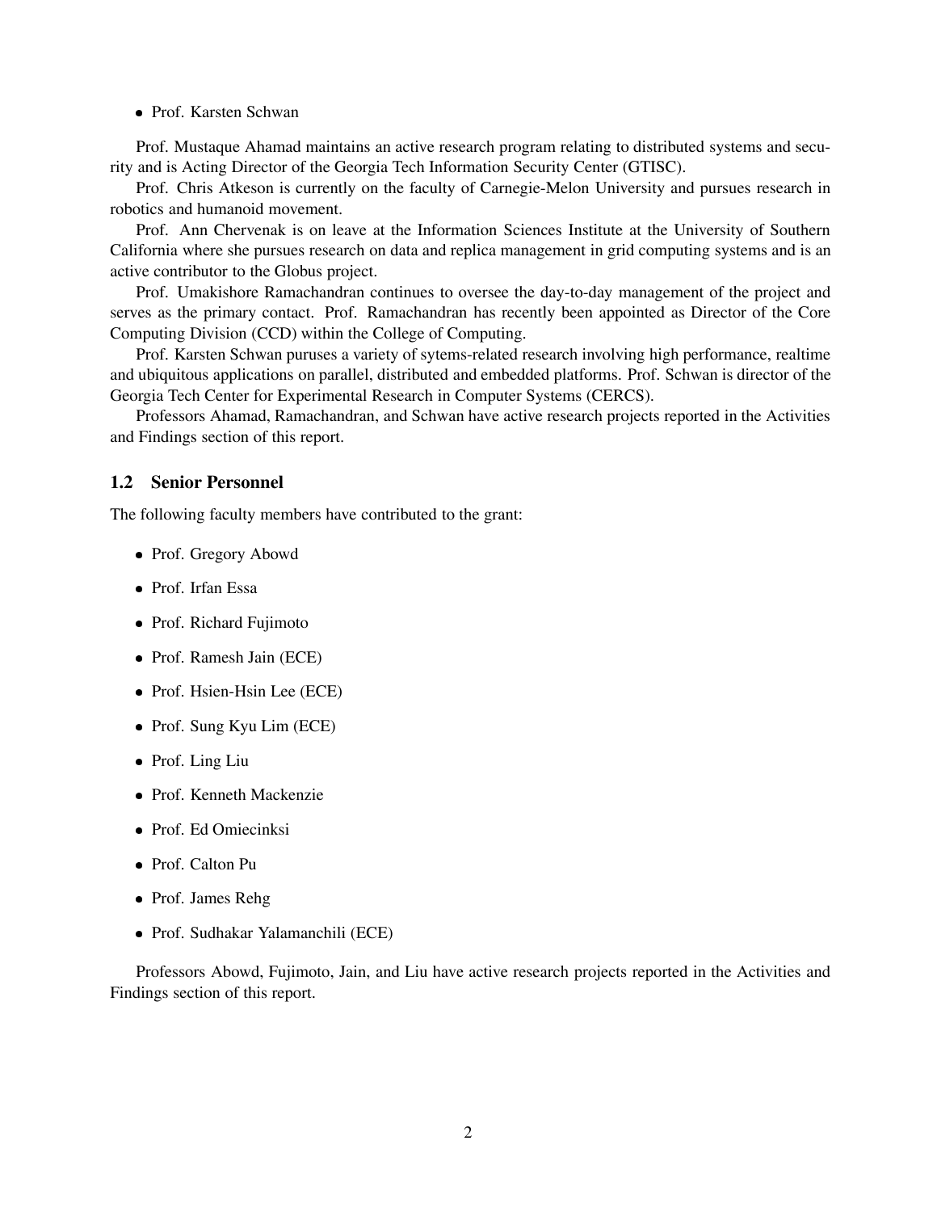- Prof. Karsten Schwan

Prof. Mustaque Ahamad maintains an active research program relating to distributed systems and security and is Acting Director of the Georgia Tech Information Security Center (GTISC).

Prof. Chris Atkeson is currently on the faculty of Carnegie-Melon University and pursues research in robotics and humanoid movement.

Prof. Ann Chervenak is on leave at the Information Sciences Institute at the University of Southern California where she pursues research on data and replica management in grid computing systems and is an active contributor to the Globus project.

Prof. Umakishore Ramachandran continues to oversee the day-to-day management of the project and serves as the primary contact. Prof. Ramachandran has recently been appointed as Director of the Core Computing Division (CCD) within the College of Computing.

Prof. Karsten Schwan puruses a variety of sytems-related research involving high performance, realtime and ubiquitous applications on parallel, distributed and embedded platforms. Prof. Schwan is director of the Georgia Tech Center for Experimental Research in Computer Systems (CERCS).

Professors Ahamad, Ramachandran, and Schwan have active research projects reported in the Activities and Findings section of this report.

### 1.2 Senior Personnel

The following faculty members have contributed to the grant:

- Prof. Gregory Abowd
- Prof. Irfan Essa
- Prof. Richard Fujimoto
- Prof. Ramesh Jain (ECE)
- Prof. Hsien-Hsin Lee (ECE)
- Prof. Sung Kyu Lim (ECE)
- Prof. Ling Liu
- Prof. Kenneth Mackenzie
- Prof. Ed Omiecinksi
- Prof. Calton Pu
- Prof. James Rehg
- Prof. Sudhakar Yalamanchili (ECE)

Professors Abowd, Fujimoto, Jain, and Liu have active research projects reported in the Activities and Findings section of this report.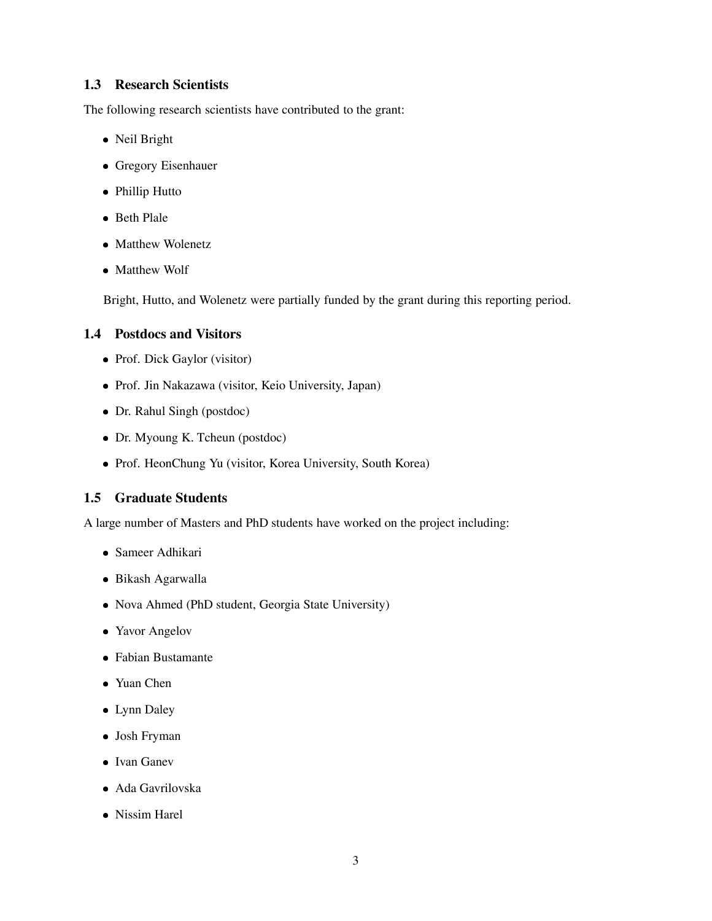### 1.3 Research Scientists

The following research scientists have contributed to the grant:

- Neil Bright
- Gregory Eisenhauer
- Phillip Hutto
- Beth Plale
- Matthew Wolenetz
- Matthew Wolf

Bright, Hutto, and Wolenetz were partially funded by the grant during this reporting period.

### 1.4 Postdocs and Visitors

- Prof. Dick Gaylor (visitor)
- Prof. Jin Nakazawa (visitor, Keio University, Japan)
- Dr. Rahul Singh (postdoc)
- Dr. Myoung K. Tcheun (postdoc)
- Prof. HeonChung Yu (visitor, Korea University, South Korea)

### 1.5 Graduate Students

A large number of Masters and PhD students have worked on the project including:

- Sameer Adhikari
- Bikash Agarwalla
- Nova Ahmed (PhD student, Georgia State University)
- Yavor Angelov
- Fabian Bustamante
- Yuan Chen
- Lynn Daley
- Josh Fryman
- Ivan Ganev
- Ada Gavrilovska
- Nissim Harel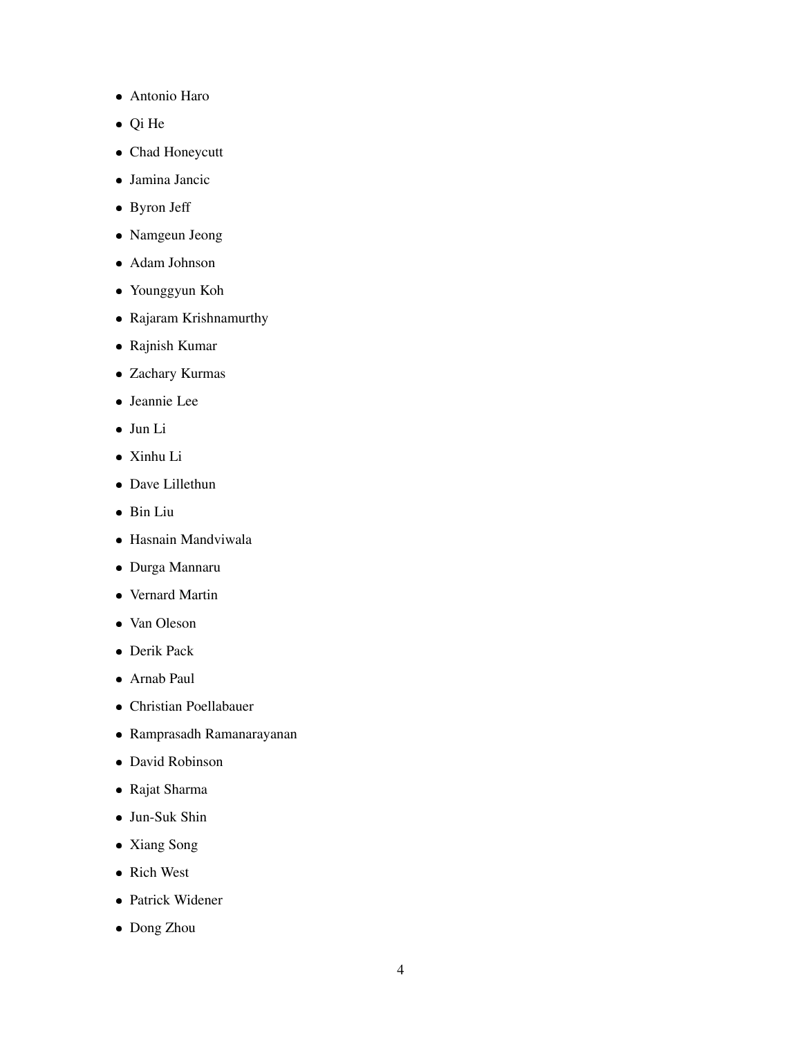- Antonio Haro
- Qi He
- Chad Honeycutt
- Jamina Jancic
- Byron Jeff
- Namgeun Jeong
- Adam Johnson
- Younggyun Koh
- Rajaram Krishnamurthy
- Rajnish Kumar
- Zachary Kurmas
- Jeannie Lee
- Jun Li
- Xinhu Li
- Dave Lillethun
- Bin Liu
- Hasnain Mandviwala
- Durga Mannaru
- Vernard Martin
- Van Oleson
- Derik Pack
- Arnab Paul
- Christian Poellabauer
- Ramprasadh Ramanarayanan
- David Robinson
- Rajat Sharma
- Jun-Suk Shin
- Xiang Song
- Rich West
- Patrick Widener
- Dong Zhou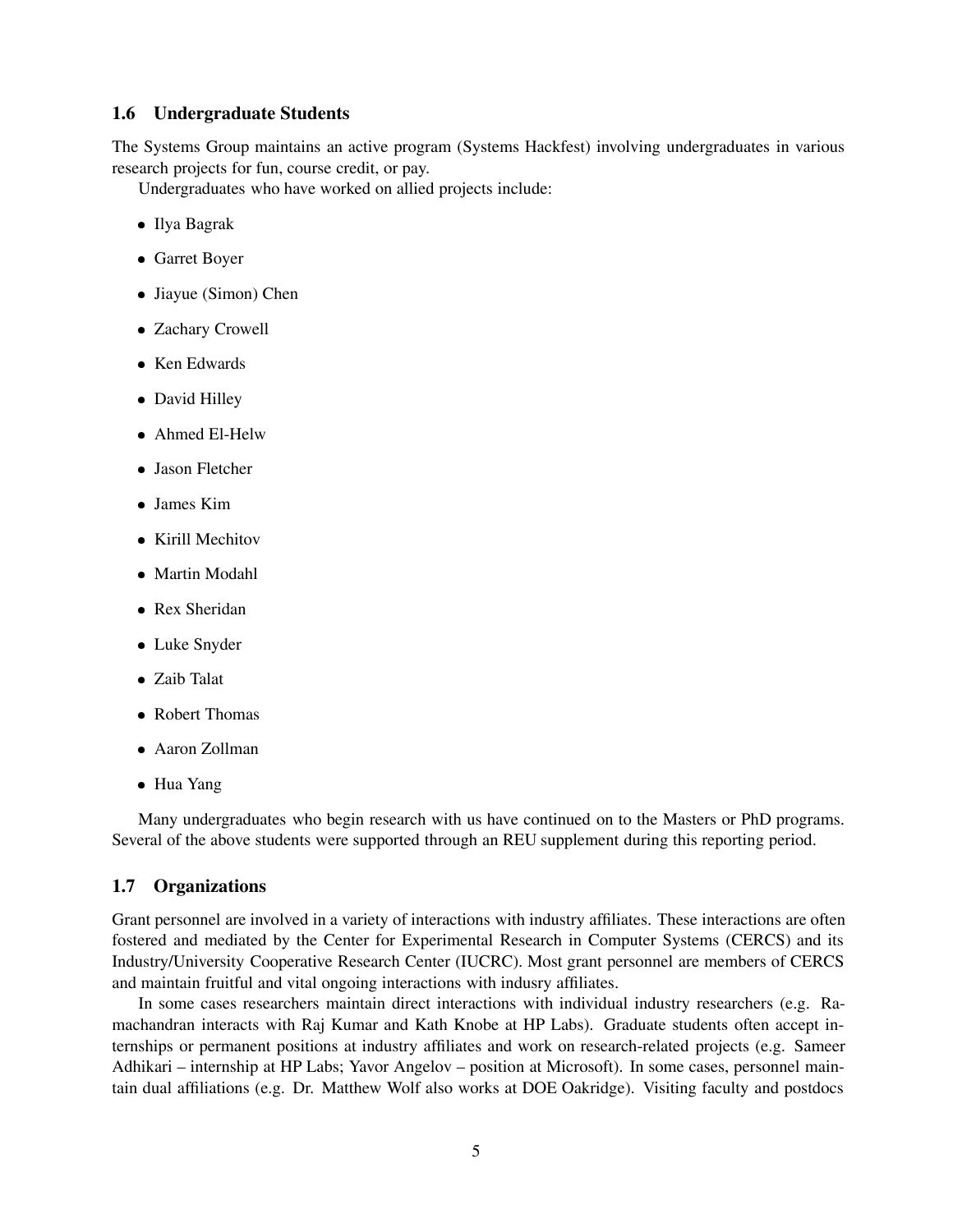### 1.6 Undergraduate Students

The Systems Group maintains an active program (Systems Hackfest) involving undergraduates in various research projects for fun, course credit, or pay.

Undergraduates who have worked on allied projects include:

- Ilya Bagrak
- Garret Boyer
- Jiayue (Simon) Chen
- Zachary Crowell
- Ken Edwards
- David Hilley
- Ahmed El-Helw
- Jason Fletcher
- James Kim
- Kirill Mechitov
- Martin Modahl
- Rex Sheridan
- Luke Snyder
- Zaib Talat
- Robert Thomas
- Aaron Zollman
- Hua Yang

Many undergraduates who begin research with us have continued on to the Masters or PhD programs. Several of the above students were supported through an REU supplement during this reporting period.

### 1.7 Organizations

Grant personnel are involved in a variety of interactions with industry affiliates. These interactions are often fostered and mediated by the Center for Experimental Research in Computer Systems (CERCS) and its Industry/University Cooperative Research Center (IUCRC). Most grant personnel are members of CERCS and maintain fruitful and vital ongoing interactions with indusry affiliates.

In some cases researchers maintain direct interactions with individual industry researchers (e.g. Ramachandran interacts with Raj Kumar and Kath Knobe at HP Labs). Graduate students often accept internships or permanent positions at industry affiliates and work on research-related projects (e.g. Sameer Adhikari – internship at HP Labs; Yavor Angelov – position at Microsoft). In some cases, personnel maintain dual affiliations (e.g. Dr. Matthew Wolf also works at DOE Oakridge). Visiting faculty and postdocs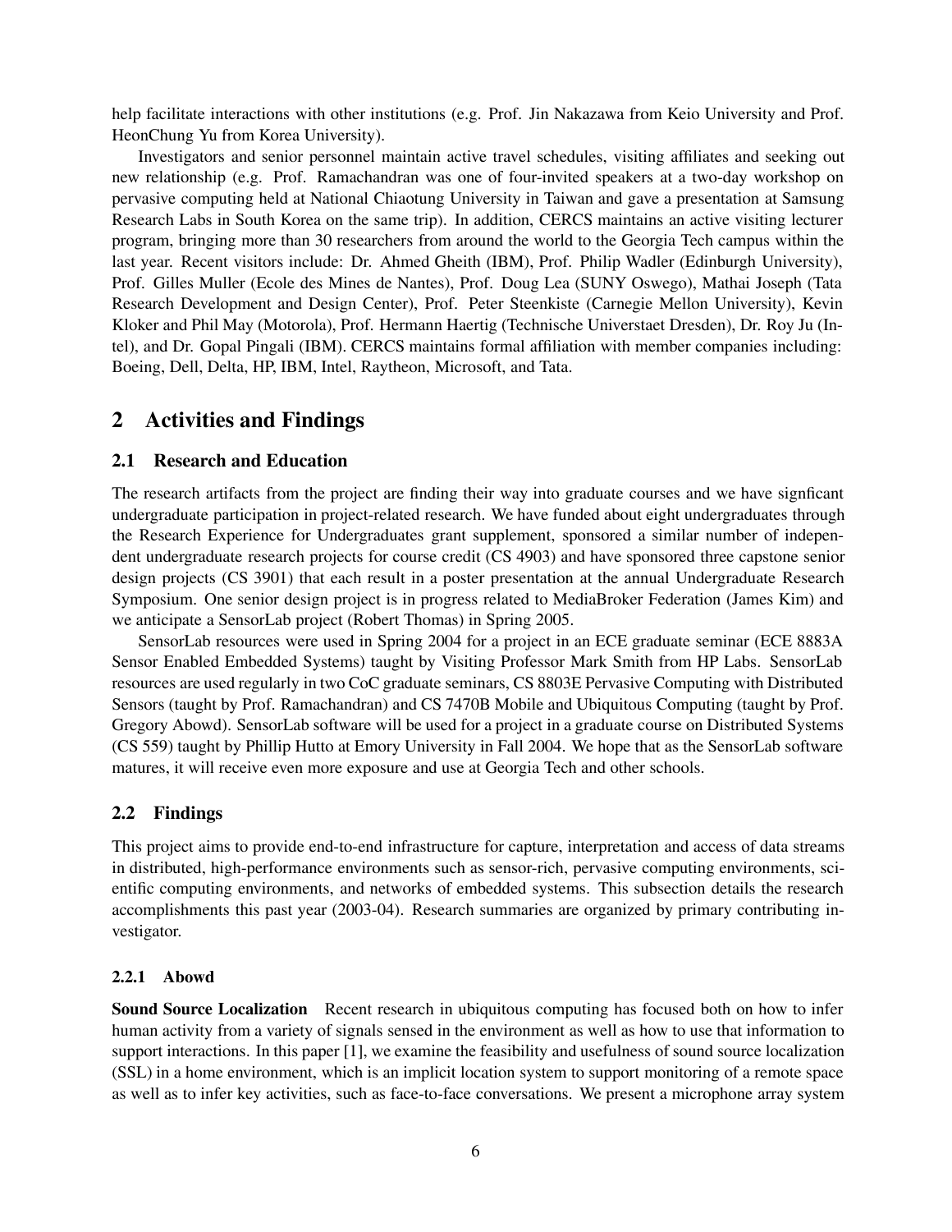help facilitate interactions with other institutions (e.g. Prof. Jin Nakazawa from Keio University and Prof. HeonChung Yu from Korea University).

Investigators and senior personnel maintain active travel schedules, visiting affiliates and seeking out new relationship (e.g. Prof. Ramachandran was one of four-invited speakers at a two-day workshop on pervasive computing held at National Chiaotung University in Taiwan and gave a presentation at Samsung Research Labs in South Korea on the same trip). In addition, CERCS maintains an active visiting lecturer program, bringing more than 30 researchers from around the world to the Georgia Tech campus within the last year. Recent visitors include: Dr. Ahmed Gheith (IBM), Prof. Philip Wadler (Edinburgh University), Prof. Gilles Muller (Ecole des Mines de Nantes), Prof. Doug Lea (SUNY Oswego), Mathai Joseph (Tata Research Development and Design Center), Prof. Peter Steenkiste (Carnegie Mellon University), Kevin Kloker and Phil May (Motorola), Prof. Hermann Haertig (Technische Universtaet Dresden), Dr. Roy Ju (Intel), and Dr. Gopal Pingali (IBM). CERCS maintains formal affiliation with member companies including: Boeing, Dell, Delta, HP, IBM, Intel, Raytheon, Microsoft, and Tata.

## 2 Activities and Findings

### 2.1 Research and Education

The research artifacts from the project are finding their way into graduate courses and we have signficant undergraduate participation in project-related research. We have funded about eight undergraduates through the Research Experience for Undergraduates grant supplement, sponsored a similar number of independent undergraduate research projects for course credit (CS 4903) and have sponsored three capstone senior design projects (CS 3901) that each result in a poster presentation at the annual Undergraduate Research Symposium. One senior design project is in progress related to MediaBroker Federation (James Kim) and we anticipate a SensorLab project (Robert Thomas) in Spring 2005.

SensorLab resources were used in Spring 2004 for a project in an ECE graduate seminar (ECE 8883A Sensor Enabled Embedded Systems) taught by Visiting Professor Mark Smith from HP Labs. SensorLab resources are used regularly in two CoC graduate seminars, CS 8803E Pervasive Computing with Distributed Sensors (taught by Prof. Ramachandran) and CS 7470B Mobile and Ubiquitous Computing (taught by Prof. Gregory Abowd). SensorLab software will be used for a project in a graduate course on Distributed Systems (CS 559) taught by Phillip Hutto at Emory University in Fall 2004. We hope that as the SensorLab software matures, it will receive even more exposure and use at Georgia Tech and other schools.

### 2.2 Findings

This project aims to provide end-to-end infrastructure for capture, interpretation and access of data streams in distributed, high-performance environments such as sensor-rich, pervasive computing environments, scientific computing environments, and networks of embedded systems. This subsection details the research accomplishments this past year (2003-04). Research summaries are organized by primary contributing investigator.

#### 2.2.1 Abowd

**Sound Source Localization** Recent research in ubiquitous computing has focused both on how to infer human activity from a variety of signals sensed in the environment as well as how to use that information to support interactions. In this paper [1], we examine the feasibility and usefulness of sound source localization (SSL) in a home environment, which is an implicit location system to support monitoring of a remote space as well as to infer key activities, such as face-to-face conversations. We present a microphone array system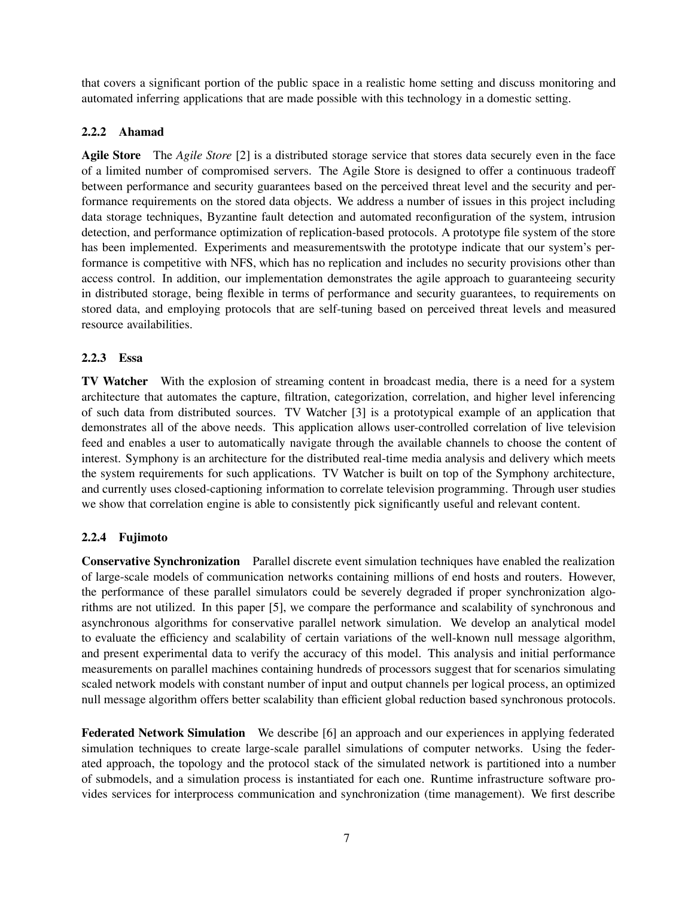that covers a significant portion of the public space in a realistic home setting and discuss monitoring and automated inferring applications that are made possible with this technology in a domestic setting.

### 2.2.2 Ahamad

**Agile Store** The *Agile Store* [2] is a distributed storage service that stores data securely even in the face of a limited number of compromised servers. The Agile Store is designed to offer a continuous tradeoff between performance and security guarantees based on the perceived threat level and the security and performance requirements on the stored data objects. We address a number of issues in this project including data storage techniques, Byzantine fault detection and automated reconfiguration of the system, intrusion detection, and performance optimization of replication-based protocols. A prototype file system of the store has been implemented. Experiments and measurementswith the prototype indicate that our system's performance is competitive with NFS, which has no replication and includes no security provisions other than access control. In addition, our implementation demonstrates the agile approach to guaranteeing security in distributed storage, being flexible in terms of performance and security guarantees, to requirements on stored data, and employing protocols that are self-tuning based on perceived threat levels and measured resource availabilities.

### 2.2.3 Essa

**TV Watcher** With the explosion of streaming content in broadcast media, there is a need for a system architecture that automates the capture, filtration, categorization, correlation, and higher level inferencing of such data from distributed sources. TV Watcher [3] is a prototypical example of an application that demonstrates all of the above needs. This application allows user-controlled correlation of live television feed and enables a user to automatically navigate through the available channels to choose the content of interest. Symphony is an architecture for the distributed real-time media analysis and delivery which meets the system requirements for such applications. TV Watcher is built on top of the Symphony architecture, and currently uses closed-captioning information to correlate television programming. Through user studies we show that correlation engine is able to consistently pick significantly useful and relevant content.

### 2.2.4 Fujimoto

**Conservative Synchronization** Parallel discrete event simulation techniques have enabled the realization of large-scale models of communication networks containing millions of end hosts and routers. However, the performance of these parallel simulators could be severely degraded if proper synchronization algorithms are not utilized. In this paper [5], we compare the performance and scalability of synchronous and asynchronous algorithms for conservative parallel network simulation. We develop an analytical model to evaluate the efficiency and scalability of certain variations of the well-known null message algorithm, and present experimental data to verify the accuracy of this model. This analysis and initial performance measurements on parallel machines containing hundreds of processors suggest that for scenarios simulating scaled network models with constant number of input and output channels per logical process, an optimized null message algorithm offers better scalability than efficient global reduction based synchronous protocols.

**Federated Network Simulation** We describe [6] an approach and our experiences in applying federated simulation techniques to create large-scale parallel simulations of computer networks. Using the federated approach, the topology and the protocol stack of the simulated network is partitioned into a number of submodels, and a simulation process is instantiated for each one. Runtime infrastructure software provides services for interprocess communication and synchronization (time management). We first describe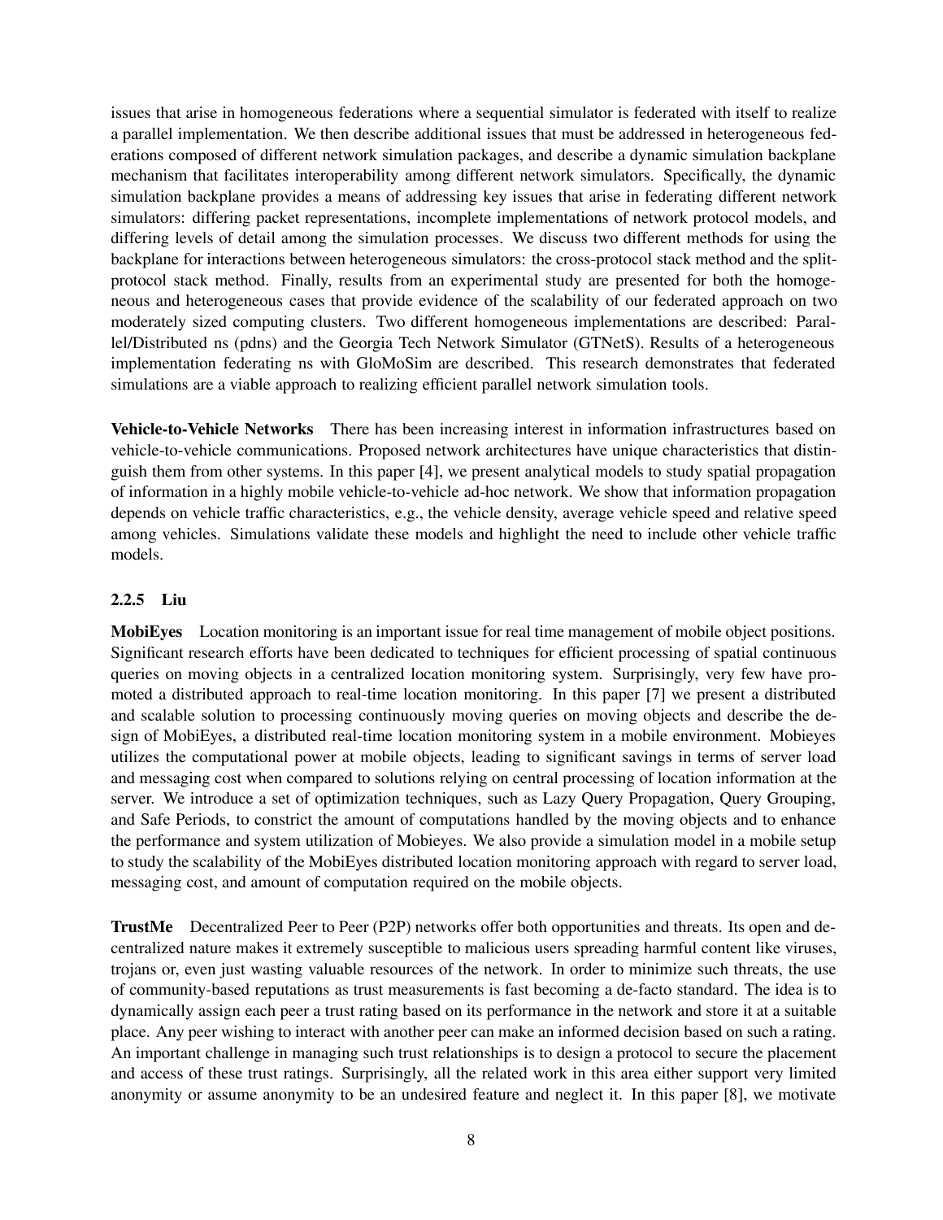issues that arise in homogeneous federations where a sequential simulator is federated with itself to realize a parallel implementation. We then describe additional issues that must be addressed in heterogeneous federations composed of different network simulation packages, and describe a dynamic simulation backplane mechanism that facilitates interoperability among different network simulators. Specifically, the dynamic simulation backplane provides a means of addressing key issues that arise in federating different network simulators: differing packet representations, incomplete implementations of network protocol models, and differing levels of detail among the simulation processes. We discuss two different methods for using the backplane for interactions between heterogeneous simulators: the cross-protocol stack method and the split-protocol stack method. Finally, results from an experimental study are presented for both the homogeneous and heterogeneous cases that provide evidence of the scalability of our federated approach on two moderately sized computing clusters. Two different homogeneous implementations are described: Parallel/Distributed ns (pdns) and the Georgia Tech Network Simulator (GTNetS). Results of a heterogeneous implementation federating ns with GloMoSim are described. This research demonstrates that federated simulations are a viable approach to realizing efficient parallel network simulation tools.

**Vehicle-to-Vehicle Networks** There has been increasing interest in information infrastructures based on vehicle-to-vehicle communications. Proposed network architectures have unique characteristics that distinguish them from other systems. In this paper [4], we present analytical models to study spatial propagation of information in a highly mobile vehicle-to-vehicle ad-hoc network. We show that information propagation depends on vehicle traffic characteristics, e.g., the vehicle density, average vehicle speed and relative speed among vehicles. Simulations validate these models and highlight the need to include other vehicle traffic models.

### 2.2.5 Liu

**MobiEyes** Location monitoring is an important issue for real time management of mobile object positions. Significant research efforts have been dedicated to techniques for efficient processing of spatial continuous queries on moving objects in a centralized location monitoring system. Surprisingly, very few have promoted a distributed approach to real-time location monitoring. In this paper [7] we present a distributed and scalable solution to processing continuously moving queries on moving objects and describe the design of MobiEyes, a distributed real-time location monitoring system in a mobile environment. Mobieyes utilizes the computational power at mobile objects, leading to significant savings in terms of server load and messaging cost when compared to solutions relying on central processing of location information at the server. We introduce a set of optimization techniques, such as Lazy Query Propagation, Query Grouping, and Safe Periods, to constrict the amount of computations handled by the moving objects and to enhance the performance and system utilization of Mobieyes. We also provide a simulation model in a mobile setup to study the scalability of the MobiEyes distributed location monitoring approach with regard to server load, messaging cost, and amount of computation required on the mobile objects.

**TrustMe** Decentralized Peer to Peer (P2P) networks offer both opportunities and threats. Its open and decentralized nature makes it extremely susceptible to malicious users spreading harmful content like viruses, trojans or, even just wasting valuable resources of the network. In order to minimize such threats, the use of community-based reputations as trust measurements is fast becoming a de-facto standard. The idea is to dynamically assign each peer a trust rating based on its performance in the network and store it at a suitable place. Any peer wishing to interact with another peer can make an informed decision based on such a rating. An important challenge in managing such trust relationships is to design a protocol to secure the placement and access of these trust ratings. Surprisingly, all the related work in this area either support very limited anonymity or assume anonymity to be an undesired feature and neglect it. In this paper [8], we motivate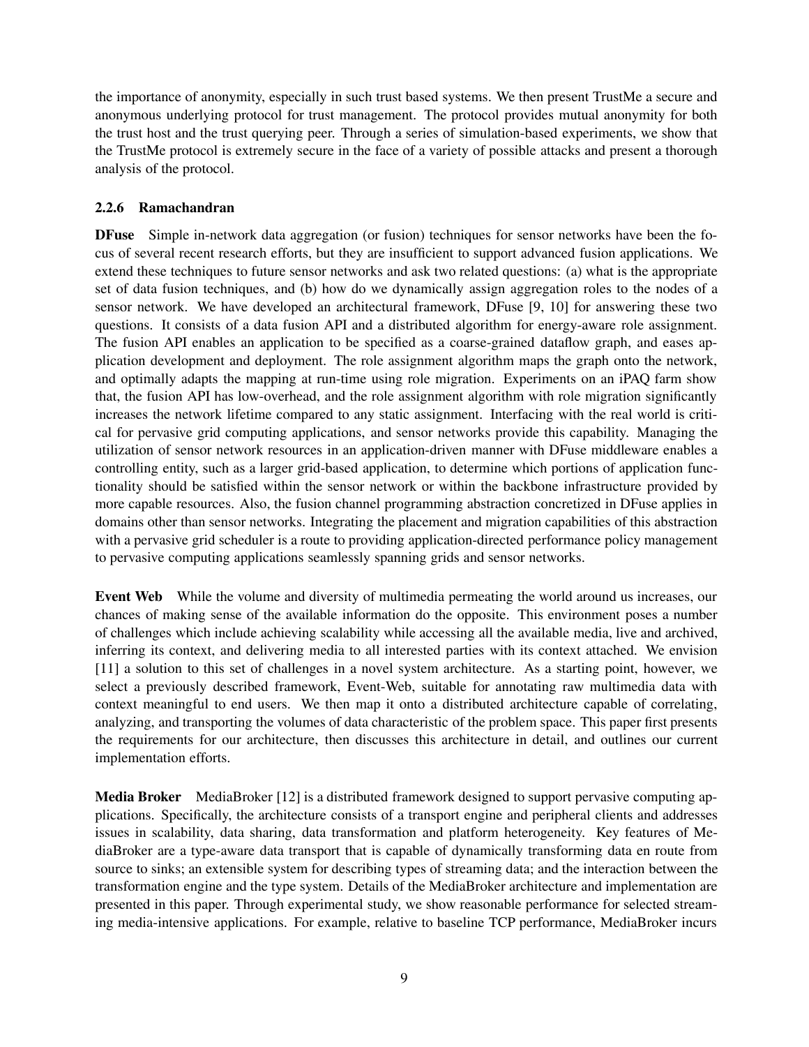the importance of anonymity, especially in such trust based systems. We then present TrustMe a secure and anonymous underlying protocol for trust management. The protocol provides mutual anonymity for both the trust host and the trust querying peer. Through a series of simulation-based experiments, we show that the TrustMe protocol is extremely secure in the face of a variety of possible attacks and present a thorough analysis of the protocol.

#### 2.2.6 Ramachandran

**DFuse** Simple in-network data aggregation (or fusion) techniques for sensor networks have been the focus of several recent research efforts, but they are insufficient to support advanced fusion applications. We extend these techniques to future sensor networks and ask two related questions: (a) what is the appropriate set of data fusion techniques, and (b) how do we dynamically assign aggregation roles to the nodes of a sensor network. We have developed an architectural framework, DFuse [9, 10] for answering these two questions. It consists of a data fusion API and a distributed algorithm for energy-aware role assignment. The fusion API enables an application to be specified as a coarse-grained dataflow graph, and eases application development and deployment. The role assignment algorithm maps the graph onto the network, and optimally adapts the mapping at run-time using role migration. Experiments on an iPAQ farm show that, the fusion API has low-overhead, and the role assignment algorithm with role migration significantly increases the network lifetime compared to any static assignment. Interfacing with the real world is critical for pervasive grid computing applications, and sensor networks provide this capability. Managing the utilization of sensor network resources in an application-driven manner with DFuse middleware enables a controlling entity, such as a larger grid-based application, to determine which portions of application functionality should be satisfied within the sensor network or within the backbone infrastructure provided by more capable resources. Also, the fusion channel programming abstraction concretized in DFuse applies in domains other than sensor networks. Integrating the placement and migration capabilities of this abstraction with a pervasive grid scheduler is a route to providing application-directed performance policy management to pervasive computing applications seamlessly spanning grids and sensor networks.

**Event Web** While the volume and diversity of multimedia permeating the world around us increases, our chances of making sense of the available information do the opposite. This environment poses a number of challenges which include achieving scalability while accessing all the available media, live and archived, inferring its context, and delivering media to all interested parties with its context attached. We envision [11] a solution to this set of challenges in a novel system architecture. As a starting point, however, we select a previously described framework, Event-Web, suitable for annotating raw multimedia data with context meaningful to end users. We then map it onto a distributed architecture capable of correlating, analyzing, and transporting the volumes of data characteristic of the problem space. This paper first presents the requirements for our architecture, then discusses this architecture in detail, and outlines our current implementation efforts.

**Media Broker** MediaBroker [12] is a distributed framework designed to support pervasive computing applications. Specifically, the architecture consists of a transport engine and peripheral clients and addresses issues in scalability, data sharing, data transformation and platform heterogeneity. Key features of MediaBroker are a type-aware data transport that is capable of dynamically transforming data en route from source to sinks; an extensible system for describing types of streaming data; and the interaction between the transformation engine and the type system. Details of the MediaBroker architecture and implementation are presented in this paper. Through experimental study, we show reasonable performance for selected streaming media-intensive applications. For example, relative to baseline TCP performance, MediaBroker incurs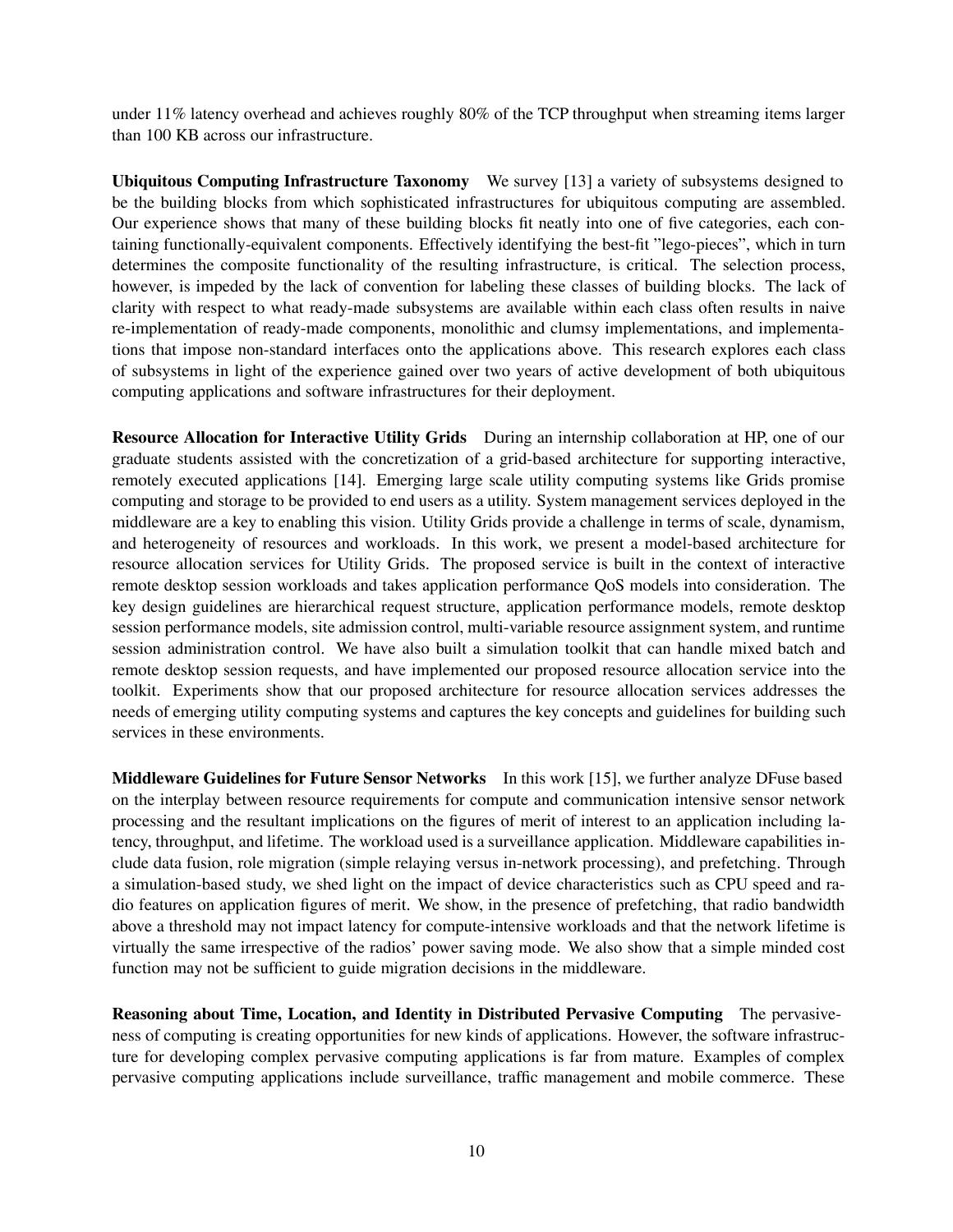under 11% latency overhead and achieves roughly 80% of the TCP throughput when streaming items larger than 100 KB across our infrastructure.

**Ubiquitous Computing Infrastructure Taxonomy** We survey [13] a variety of subsystems designed to be the building blocks from which sophisticated infrastructures for ubiquitous computing are assembled. Our experience shows that many of these building blocks fit neatly into one of five categories, each containing functionally-equivalent components. Effectively identifying the best-fit "lego-pieces", which in turn determines the composite functionality of the resulting infrastructure, is critical. The selection process, however, is impeded by the lack of convention for labeling these classes of building blocks. The lack of clarity with respect to what ready-made subsystems are available within each class often results in naive re-implementation of ready-made components, monolithic and clumsy implementations, and implementations that impose non-standard interfaces onto the applications above. This research explores each class of subsystems in light of the experience gained over two years of active development of both ubiquitous computing applications and software infrastructures for their deployment.

**Resource Allocation for Interactive Utility Grids** During an internship collaboration at HP, one of our graduate students assisted with the concretization of a grid-based architecture for supporting interactive, remotely executed applications [14]. Emerging large scale utility computing systems like Grids promise computing and storage to be provided to end users as a utility. System management services deployed in the middleware are a key to enabling this vision. Utility Grids provide a challenge in terms of scale, dynamism, and heterogeneity of resources and workloads. In this work, we present a model-based architecture for resource allocation services for Utility Grids. The proposed service is built in the context of interactive remote desktop session workloads and takes application performance QoS models into consideration. The key design guidelines are hierarchical request structure, application performance models, remote desktop session performance models, site admission control, multi-variable resource assignment system, and runtime session administration control. We have also built a simulation toolkit that can handle mixed batch and remote desktop session requests, and have implemented our proposed resource allocation service into the toolkit. Experiments show that our proposed architecture for resource allocation services addresses the needs of emerging utility computing systems and captures the key concepts and guidelines for building such services in these environments.

**Middleware Guidelines for Future Sensor Networks** In this work [15], we further analyze DFuse based on the interplay between resource requirements for compute and communication intensive sensor network processing and the resultant implications on the figures of merit of interest to an application including latency, throughput, and lifetime. The workload used is a surveillance application. Middleware capabilities include data fusion, role migration (simple relaying versus in-network processing), and prefetching. Through a simulation-based study, we shed light on the impact of device characteristics such as CPU speed and radio features on application figures of merit. We show, in the presence of prefetching, that radio bandwidth above a threshold may not impact latency for compute-intensive workloads and that the network lifetime is virtually the same irrespective of the radios' power saving mode. We also show that a simple minded cost function may not be sufficient to guide migration decisions in the middleware.

**Reasoning about Time, Location, and Identity in Distributed Pervasive Computing** The pervasiveness of computing is creating opportunities for new kinds of applications. However, the software infrastructure for developing complex pervasive computing applications is far from mature. Examples of complex pervasive computing applications include surveillance, traffic management and mobile commerce. These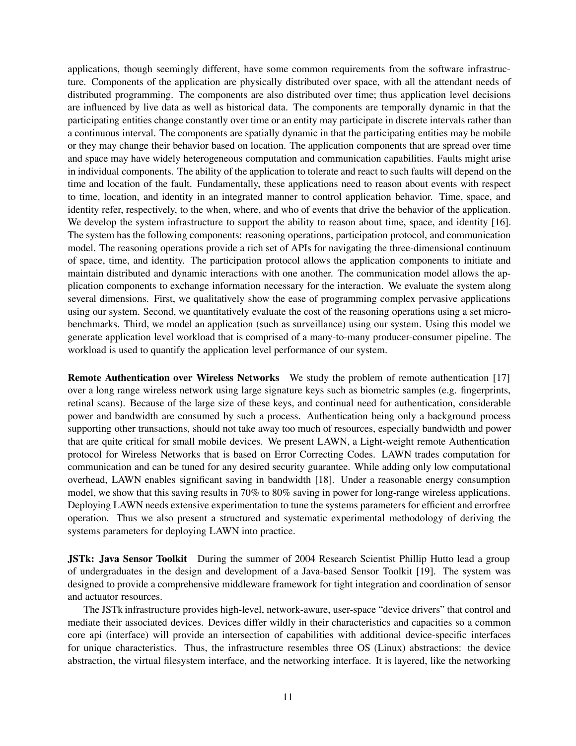applications, though seemingly different, have some common requirements from the software infrastructure. Components of the application are physically distributed over space, with all the attendant needs of distributed programming. The components are also distributed over time; thus application level decisions are influenced by live data as well as historical data. The components are temporally dynamic in that the participating entities change constantly over time or an entity may participate in discrete intervals rather than a continuous interval. The components are spatially dynamic in that the participating entities may be mobile or they may change their behavior based on location. The application components that are spread over time and space may have widely heterogeneous computation and communication capabilities. Faults might arise in individual components. The ability of the application to tolerate and react to such faults will depend on the time and location of the fault. Fundamentally, these applications need to reason about events with respect to time, location, and identity in an integrated manner to control application behavior. Time, space, and identity refer, respectively, to the when, where, and who of events that drive the behavior of the application. We develop the system infrastructure to support the ability to reason about time, space, and identity [16]. The system has the following components: reasoning operations, participation protocol, and communication model. The reasoning operations provide a rich set of APIs for navigating the three-dimensional continuum of space, time, and identity. The participation protocol allows the application components to initiate and maintain distributed and dynamic interactions with one another. The communication model allows the application components to exchange information necessary for the interaction. We evaluate the system along several dimensions. First, we qualitatively show the ease of programming complex pervasive applications using our system. Second, we quantitatively evaluate the cost of the reasoning operations using a set micro-benchmarks. Third, we model an application (such as surveillance) using our system. Using this model we generate application level workload that is comprised of a many-to-many producer-consumer pipeline. The workload is used to quantify the application level performance of our system.

**Remote Authentication over Wireless Networks** We study the problem of remote authentication [17] over a long range wireless network using large signature keys such as biometric samples (e.g. fingerprints, retinal scans). Because of the large size of these keys, and continual need for authentication, considerable power and bandwidth are consumed by such a process. Authentication being only a background process supporting other transactions, should not take away too much of resources, especially bandwidth and power that are quite critical for small mobile devices. We present LAWN, a Light-weight remote Authentication protocol for Wireless Networks that is based on Error Correcting Codes. LAWN trades computation for communication and can be tuned for any desired security guarantee. While adding only low computational overhead, LAWN enables significant saving in bandwidth [18]. Under a reasonable energy consumption model, we show that this saving results in 70% to 80% saving in power for long-range wireless applications. Deploying LAWN needs extensive experimentation to tune the systems parameters for efficient and errorfree operation. Thus we also present a structured and systematic experimental methodology of deriving the systems parameters for deploying LAWN into practice.

**JSTk: Java Sensor Toolkit** During the summer of 2004 Research Scientist Phillip Hutto lead a group of undergraduates in the design and development of a Java-based Sensor Toolkit [19]. The system was designed to provide a comprehensive middleware framework for tight integration and coordination of sensor and actuator resources.

The JSTk infrastructure provides high-level, network-aware, user-space "device drivers" that control and mediate their associated devices. Devices differ wildly in their characteristics and capacities so a common core api (interface) will provide an intersection of capabilities with additional device-specific interfaces for unique characteristics. Thus, the infrastructure resembles three OS (Linux) abstractions: the device abstraction, the virtual filesystem interface, and the networking interface. It is layered, like the networking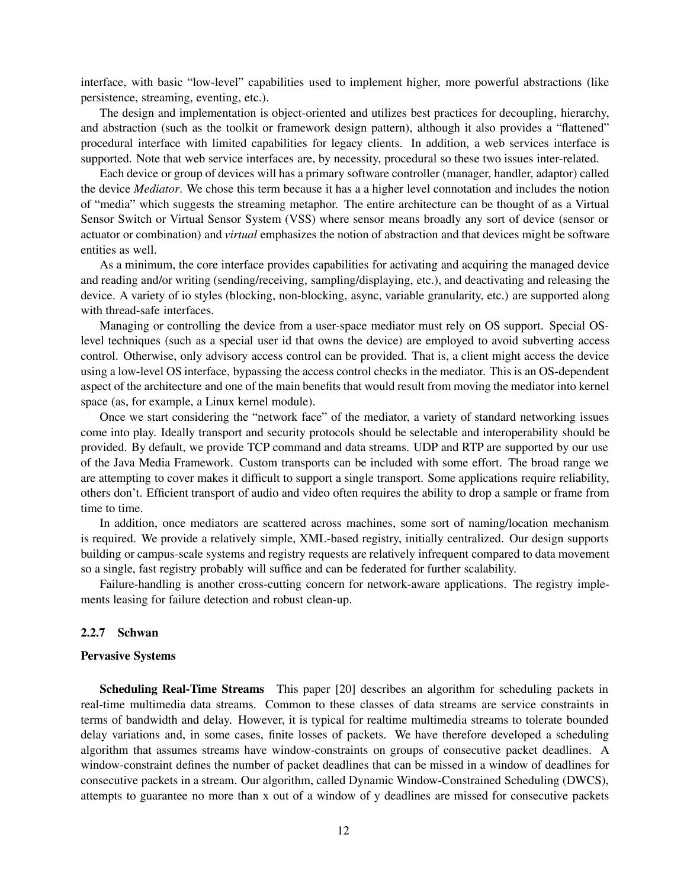interface, with basic "low-level" capabilities used to implement higher, more powerful abstractions (like persistence, streaming, eventing, etc.).

The design and implementation is object-oriented and utilizes best practices for decoupling, hierarchy, and abstraction (such as the toolkit or framework design pattern), although it also provides a "flattened" procedural interface with limited capabilities for legacy clients. In addition, a web services interface is supported. Note that web service interfaces are, by necessity, procedural so these two issues inter-related.

Each device or group of devices will has a primary software controller (manager, handler, adaptor) called the device *Mediator*. We chose this term because it has a a higher level connotation and includes the notion of "media" which suggests the streaming metaphor. The entire architecture can be thought of as a Virtual Sensor Switch or Virtual Sensor System (VSS) where sensor means broadly any sort of device (sensor or actuator or combination) and *virtual* emphasizes the notion of abstraction and that devices might be software entities as well.

As a minimum, the core interface provides capabilities for activating and acquiring the managed device and reading and/or writing (sending/receiving, sampling/displaying, etc.), and deactivating and releasing the device. A variety of io styles (blocking, non-blocking, async, variable granularity, etc.) are supported along with thread-safe interfaces.

Managing or controlling the device from a user-space mediator must rely on OS support. Special OS-level techniques (such as a special user id that owns the device) are employed to avoid subverting access control. Otherwise, only advisory access control can be provided. That is, a client might access the device using a low-level OS interface, bypassing the access control checks in the mediator. This is an OS-dependent aspect of the architecture and one of the main benefits that would result from moving the mediator into kernel space (as, for example, a Linux kernel module).

Once we start considering the "network face" of the mediator, a variety of standard networking issues come into play. Ideally transport and security protocols should be selectable and interoperability should be provided. By default, we provide TCP command and data streams. UDP and RTP are supported by our use of the Java Media Framework. Custom transports can be included with some effort. The broad range we are attempting to cover makes it difficult to support a single transport. Some applications require reliability, others don't. Efficient transport of audio and video often requires the ability to drop a sample or frame from time to time.

In addition, once mediators are scattered across machines, some sort of naming/location mechanism is required. We provide a relatively simple, XML-based registry, initially centralized. Our design supports building or campus-scale systems and registry requests are relatively infrequent compared to data movement so a single, fast registry probably will suffice and can be federated for further scalability.

Failure-handling is another cross-cutting concern for network-aware applications. The registry implements leasing for failure detection and robust clean-up.

### 2.2.7 Schwan

#### Pervasive Systems

**Scheduling Real-Time Streams** This paper [20] describes an algorithm for scheduling packets in real-time multimedia data streams. Common to these classes of data streams are service constraints in terms of bandwidth and delay. However, it is typical for realtime multimedia streams to tolerate bounded delay variations and, in some cases, finite losses of packets. We have therefore developed a scheduling algorithm that assumes streams have window-constraints on groups of consecutive packet deadlines. A window-constraint defines the number of packet deadlines that can be missed in a window of deadlines for consecutive packets in a stream. Our algorithm, called Dynamic Window-Constrained Scheduling (DWCS), attempts to guarantee no more than x out of a window of y deadlines are missed for consecutive packets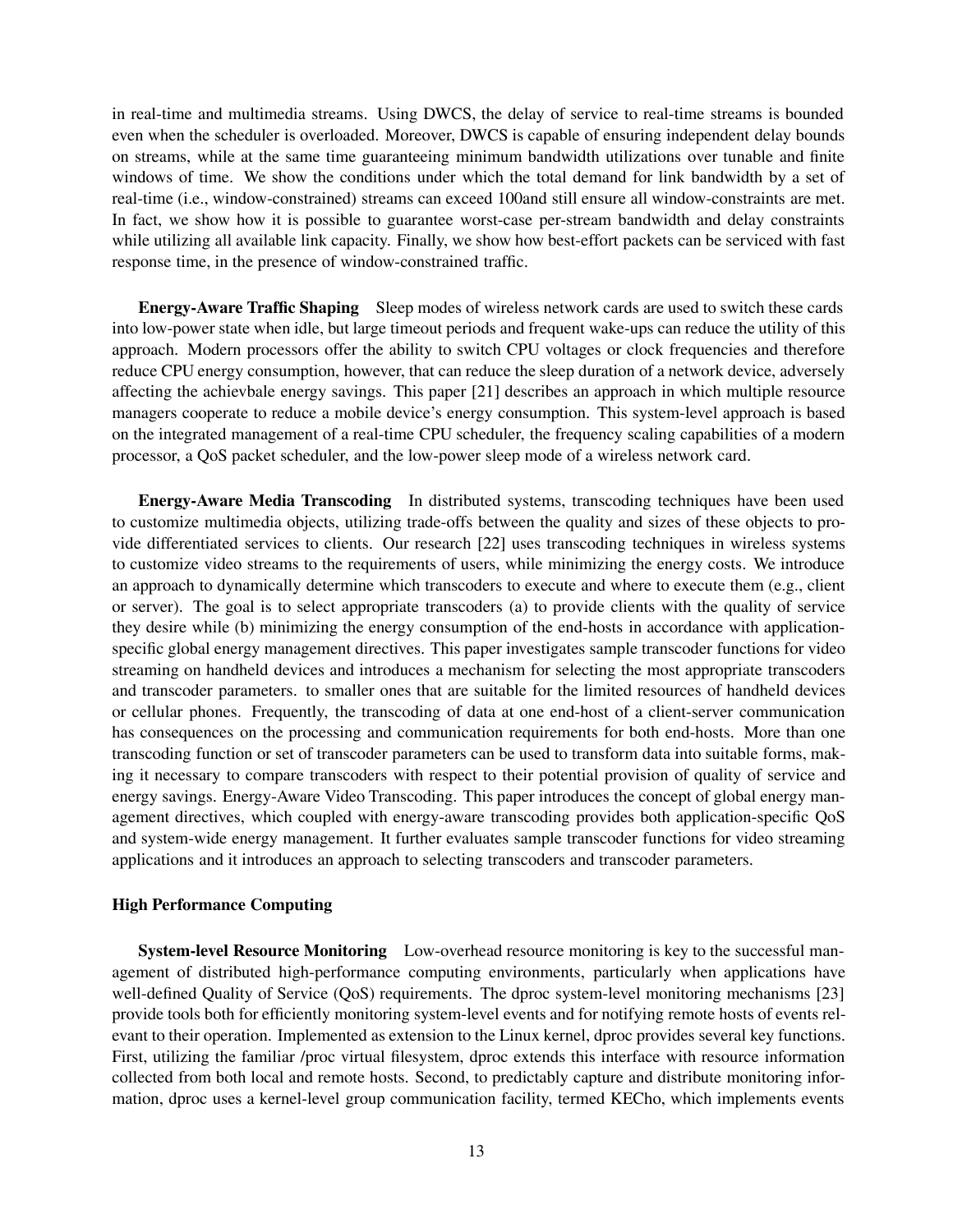in real-time and multimedia streams. Using DWCS, the delay of service to real-time streams is bounded even when the scheduler is overloaded. Moreover, DWCS is capable of ensuring independent delay bounds on streams, while at the same time guaranteeing minimum bandwidth utilizations over tunable and finite windows of time. We show the conditions under which the total demand for link bandwidth by a set of real-time (i.e., window-constrained) streams can exceed 100and still ensure all window-constraints are met. In fact, we show how it is possible to guarantee worst-case per-stream bandwidth and delay constraints while utilizing all available link capacity. Finally, we show how best-effort packets can be serviced with fast response time, in the presence of window-constrained traffic.

**Energy-Aware Traffic Shaping** Sleep modes of wireless network cards are used to switch these cards into low-power state when idle, but large timeout periods and frequent wake-ups can reduce the utility of this approach. Modern processors offer the ability to switch CPU voltages or clock frequencies and therefore reduce CPU energy consumption, however, that can reduce the sleep duration of a network device, adversely affecting the achievbale energy savings. This paper [21] describes an approach in which multiple resource managers cooperate to reduce a mobile device's energy consumption. This system-level approach is based on the integrated management of a real-time CPU scheduler, the frequency scaling capabilities of a modern processor, a QoS packet scheduler, and the low-power sleep mode of a wireless network card.

**Energy-Aware Media Transcoding** In distributed systems, transcoding techniques have been used to customize multimedia objects, utilizing trade-offs between the quality and sizes of these objects to provide differentiated services to clients. Our research [22] uses transcoding techniques in wireless systems to customize video streams to the requirements of users, while minimizing the energy costs. We introduce an approach to dynamically determine which transcoders to execute and where to execute them (e.g., client or server). The goal is to select appropriate transcoders (a) to provide clients with the quality of service they desire while (b) minimizing the energy consumption of the end-hosts in accordance with application-specific global energy management directives. This paper investigates sample transcoder functions for video streaming on handheld devices and introduces a mechanism for selecting the most appropriate transcoders and transcoder parameters. to smaller ones that are suitable for the limited resources of handheld devices or cellular phones. Frequently, the transcoding of data at one end-host of a client-server communication has consequences on the processing and communication requirements for both end-hosts. More than one transcoding function or set of transcoder parameters can be used to transform data into suitable forms, making it necessary to compare transcoders with respect to their potential provision of quality of service and energy savings. Energy-Aware Video Transcoding. This paper introduces the concept of global energy management directives, which coupled with energy-aware transcoding provides both application-specific QoS and system-wide energy management. It further evaluates sample transcoder functions for video streaming applications and it introduces an approach to selecting transcoders and transcoder parameters.

**High Performance Computing**

**System-level Resource Monitoring** Low-overhead resource monitoring is key to the successful management of distributed high-performance computing environments, particularly when applications have well-defined Quality of Service (QoS) requirements. The dproc system-level monitoring mechanisms [23] provide tools both for efficiently monitoring system-level events and for notifying remote hosts of events relevant to their operation. Implemented as extension to the Linux kernel, dproc provides several key functions. First, utilizing the familiar /proc virtual filesystem, dproc extends this interface with resource information collected from both local and remote hosts. Second, to predictably capture and distribute monitoring information, dproc uses a kernel-level group communication facility, termed KECho, which implements events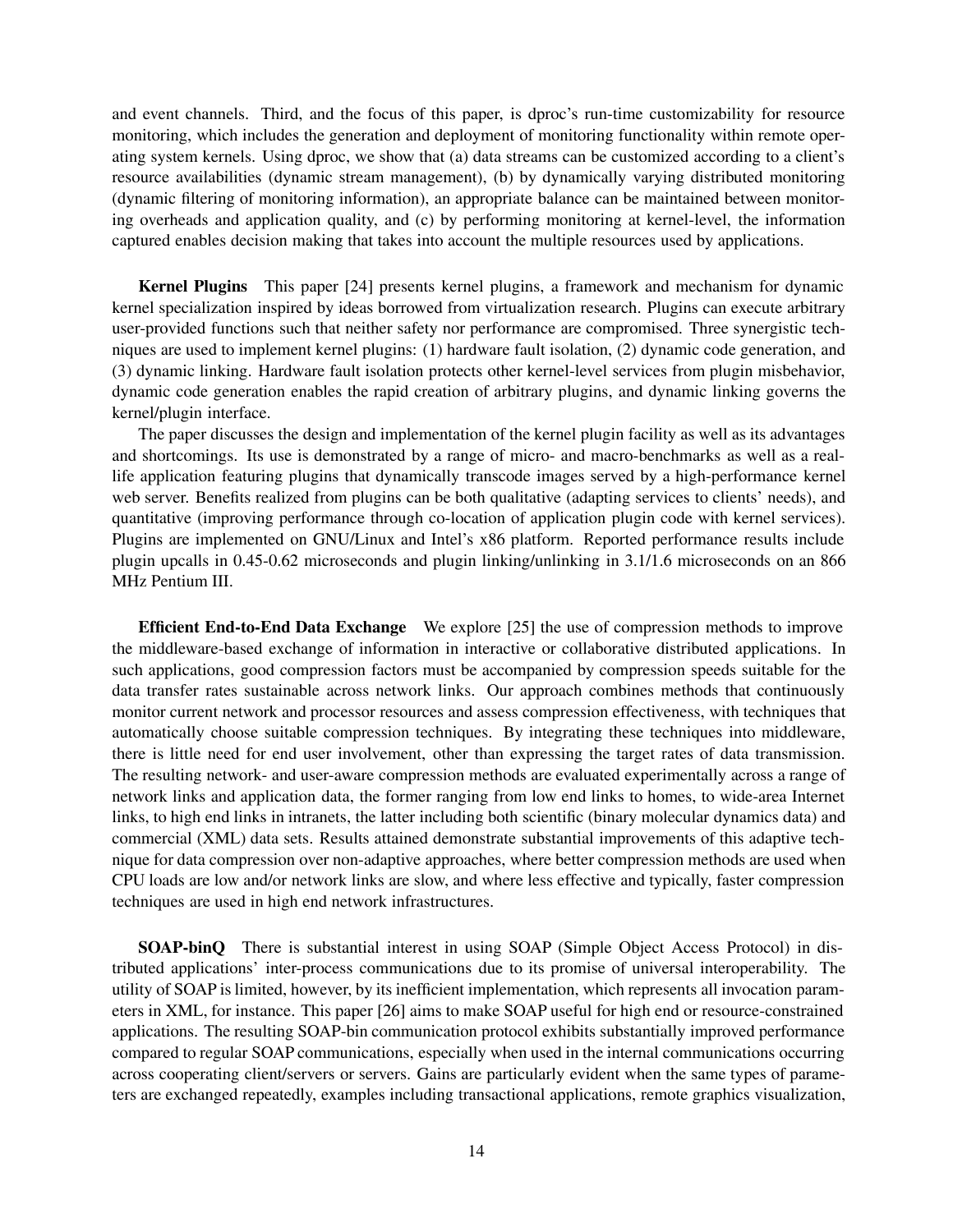and event channels. Third, and the focus of this paper, is dproc's run-time customizability for resource monitoring, which includes the generation and deployment of monitoring functionality within remote operating system kernels. Using dproc, we show that (a) data streams can be customized according to a client's resource availabilities (dynamic stream management), (b) by dynamically varying distributed monitoring (dynamic filtering of monitoring information), an appropriate balance can be maintained between monitoring overheads and application quality, and (c) by performing monitoring at kernel-level, the information captured enables decision making that takes into account the multiple resources used by applications.

**Kernel Plugins** This paper [24] presents kernel plugins, a framework and mechanism for dynamic kernel specialization inspired by ideas borrowed from virtualization research. Plugins can execute arbitrary user-provided functions such that neither safety nor performance are compromised. Three synergistic techniques are used to implement kernel plugins: (1) hardware fault isolation, (2) dynamic code generation, and (3) dynamic linking. Hardware fault isolation protects other kernel-level services from plugin misbehavior, dynamic code generation enables the rapid creation of arbitrary plugins, and dynamic linking governs the kernel/plugin interface.

The paper discusses the design and implementation of the kernel plugin facility as well as its advantages and shortcomings. Its use is demonstrated by a range of micro- and macro-benchmarks as well as a real-life application featuring plugins that dynamically transcode images served by a high-performance kernel web server. Benefits realized from plugins can be both qualitative (adapting services to clients' needs), and quantitative (improving performance through co-location of application plugin code with kernel services). Plugins are implemented on GNU/Linux and Intel's x86 platform. Reported performance results include plugin upcalls in 0.45-0.62 microseconds and plugin linking/unlinking in 3.1/1.6 microseconds on an 866 MHz Pentium III.

**Efficient End-to-End Data Exchange** We explore [25] the use of compression methods to improve the middleware-based exchange of information in interactive or collaborative distributed applications. In such applications, good compression factors must be accompanied by compression speeds suitable for the data transfer rates sustainable across network links. Our approach combines methods that continuously monitor current network and processor resources and assess compression effectiveness, with techniques that automatically choose suitable compression techniques. By integrating these techniques into middleware, there is little need for end user involvement, other than expressing the target rates of data transmission. The resulting network- and user-aware compression methods are evaluated experimentally across a range of network links and application data, the former ranging from low end links to homes, to wide-area Internet links, to high end links in intranets, the latter including both scientific (binary molecular dynamics data) and commercial (XML) data sets. Results attained demonstrate substantial improvements of this adaptive technique for data compression over non-adaptive approaches, where better compression methods are used when CPU loads are low and/or network links are slow, and where less effective and typically, faster compression techniques are used in high end network infrastructures.

**SOAP-binQ** There is substantial interest in using SOAP (Simple Object Access Protocol) in distributed applications' inter-process communications due to its promise of universal interoperability. The utility of SOAP is limited, however, by its inefficient implementation, which represents all invocation parameters in XML, for instance. This paper [26] aims to make SOAP useful for high end or resource-constrained applications. The resulting SOAP-bin communication protocol exhibits substantially improved performance compared to regular SOAP communications, especially when used in the internal communications occurring across cooperating client/servers or servers. Gains are particularly evident when the same types of parameters are exchanged repeatedly, examples including transactional applications, remote graphics visualization,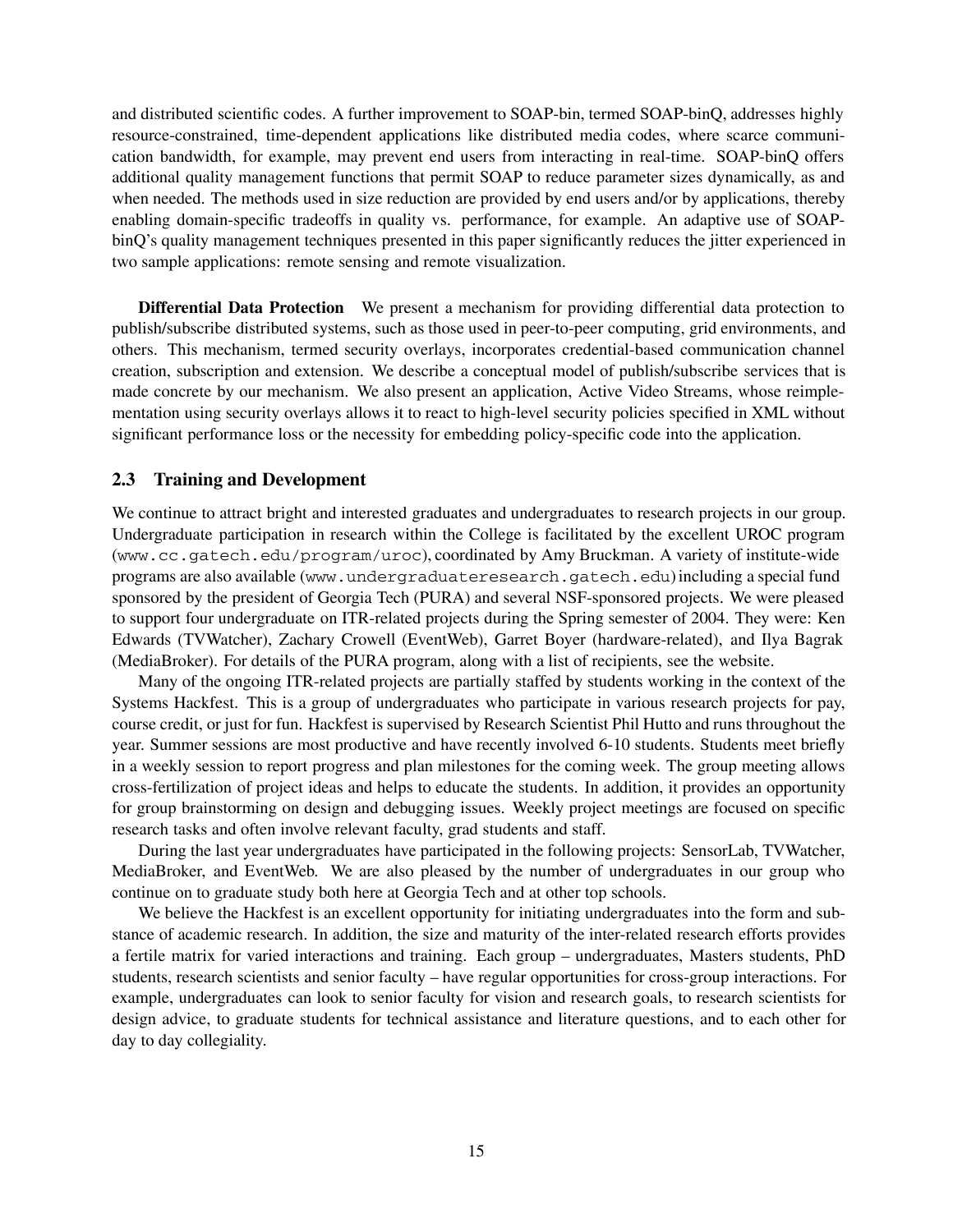and distributed scientific codes. A further improvement to SOAP-bin, termed SOAP-binQ, addresses highly resource-constrained, time-dependent applications like distributed media codes, where scarce communication bandwidth, for example, may prevent end users from interacting in real-time. SOAP-binQ offers additional quality management functions that permit SOAP to reduce parameter sizes dynamically, as and when needed. The methods used in size reduction are provided by end users and/or by applications, thereby enabling domain-specific tradeoffs in quality vs. performance, for example. An adaptive use of SOAP-binQ's quality management techniques presented in this paper significantly reduces the jitter experienced in two sample applications: remote sensing and remote visualization.

**Differential Data Protection** We present a mechanism for providing differential data protection to publish/subscribe distributed systems, such as those used in peer-to-peer computing, grid environments, and others. This mechanism, termed security overlays, incorporates credential-based communication channel creation, subscription and extension. We describe a conceptual model of publish/subscribe services that is made concrete by our mechanism. We also present an application, Active Video Streams, whose reimplementation using security overlays allows it to react to high-level security policies specified in XML without significant performance loss or the necessity for embedding policy-specific code into the application.

### 2.3 Training and Development

We continue to attract bright and interested graduates and undergraduates to research projects in our group. Undergraduate participation in research within the College is facilitated by the excellent UROC program (`www.cc.gatech.edu/program/uroc`), coordinated by Amy Bruckman. A variety of institute-wide programs are also available (`www.undergraduateresearch.gatech.edu`) including a special fund sponsored by the president of Georgia Tech (PURA) and several NSF-sponsored projects. We were pleased to support four undergraduate on ITR-related projects during the Spring semester of 2004. They were: Ken Edwards (TVWatcher), Zachary Crowell (EventWeb), Garret Boyer (hardware-related), and Ilya Bagrak (MediaBroker). For details of the PURA program, along with a list of recipients, see the website.

Many of the ongoing ITR-related projects are partially staffed by students working in the context of the Systems Hackfest. This is a group of undergraduates who participate in various research projects for pay, course credit, or just for fun. Hackfest is supervised by Research Scientist Phil Hutto and runs throughout the year. Summer sessions are most productive and have recently involved 6-10 students. Students meet briefly in a weekly session to report progress and plan milestones for the coming week. The group meeting allows cross-fertilization of project ideas and helps to educate the students. In addition, it provides an opportunity for group brainstorming on design and debugging issues. Weekly project meetings are focused on specific research tasks and often involve relevant faculty, grad students and staff.

During the last year undergraduates have participated in the following projects: SensorLab, TVWatcher, MediaBroker, and EventWeb. We are also pleased by the number of undergraduates in our group who continue on to graduate study both here at Georgia Tech and at other top schools.

We believe the Hackfest is an excellent opportunity for initiating undergraduates into the form and substance of academic research. In addition, the size and maturity of the inter-related research efforts provides a fertile matrix for varied interactions and training. Each group – undergraduates, Masters students, PhD students, research scientists and senior faculty – have regular opportunities for cross-group interactions. For example, undergraduates can look to senior faculty for vision and research goals, to research scientists for design advice, to graduate students for technical assistance and literature questions, and to each other for day to day collegiality.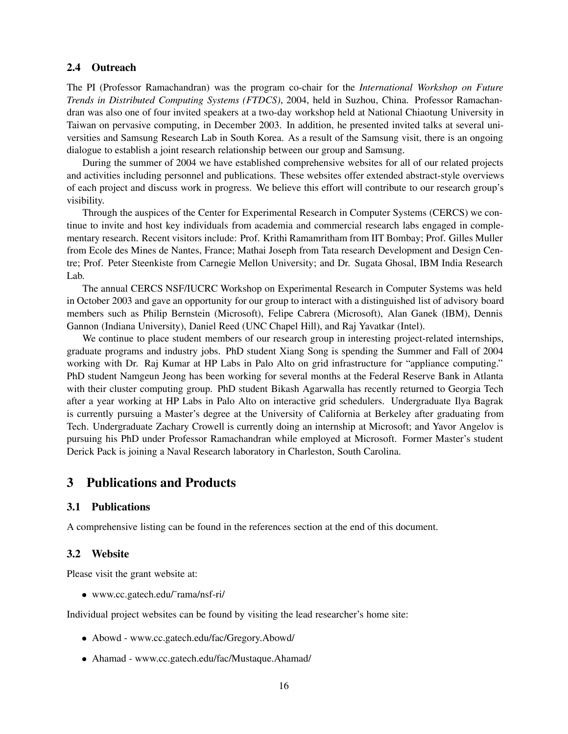### 2.4 Outreach

The PI (Professor Ramachandran) was the program co-chair for the *International Workshop on Future Trends in Distributed Computing Systems (FTDCS)*, 2004, held in Suzhou, China. Professor Ramachandran was also one of four invited speakers at a two-day workshop held at National Chiaotung University in Taiwan on pervasive computing, in December 2003. In addition, he presented invited talks at several universities and Samsung Research Lab in South Korea. As a result of the Samsung visit, there is an ongoing dialogue to establish a joint research relationship between our group and Samsung.

During the summer of 2004 we have established comprehensive websites for all of our related projects and activities including personnel and publications. These websites offer extended abstract-style overviews of each project and discuss work in progress. We believe this effort will contribute to our research group's visibility.

Through the auspices of the Center for Experimental Research in Computer Systems (CERCS) we continue to invite and host key individuals from academia and commercial research labs engaged in complementary research. Recent visitors include: Prof. Krithi Ramamritham from IIT Bombay; Prof. Gilles Muller from Ecole des Mines de Nantes, France; Mathai Joseph from Tata research Development and Design Centre; Prof. Peter Steenkiste from Carnegie Mellon University; and Dr. Sugata Ghosal, IBM India Research Lab.

The annual CERCS NSF/IUCRC Workshop on Experimental Research in Computer Systems was held in October 2003 and gave an opportunity for our group to interact with a distinguished list of advisory board members such as Philip Bernstein (Microsoft), Felipe Cabrera (Microsoft), Alan Ganek (IBM), Dennis Gannon (Indiana University), Daniel Reed (UNC Chapel Hill), and Raj Yavatkar (Intel).

We continue to place student members of our research group in interesting project-related internships, graduate programs and industry jobs. PhD student Xiang Song is spending the Summer and Fall of 2004 working with Dr. Raj Kumar at HP Labs in Palo Alto on grid infrastructure for "appliance computing." PhD student Namgeun Jeong has been working for several months at the Federal Reserve Bank in Atlanta with their cluster computing group. PhD student Bikash Agarwalla has recently returned to Georgia Tech after a year working at HP Labs in Palo Alto on interactive grid schedulers. Undergraduate Ilya Bagrak is currently pursuing a Master's degree at the University of California at Berkeley after graduating from Tech. Undergraduate Zachary Crowell is currently doing an internship at Microsoft; and Yavor Angelov is pursuing his PhD under Professor Ramachandran while employed at Microsoft. Former Master's student Derick Pack is joining a Naval Research laboratory in Charleston, South Carolina.

## 3 Publications and Products

### 3.1 Publications

A comprehensive listing can be found in the references section at the end of this document.

### 3.2 Website

Please visit the grant website at:

- www.cc.gatech.edu/˜rama/nsf-ri/

Individual project websites can be found by visiting the lead researcher's home site:

- Abowd - www.cc.gatech.edu/fac/Gregory.Abowd/
- Ahamad - www.cc.gatech.edu/fac/Mustaque.Ahamad/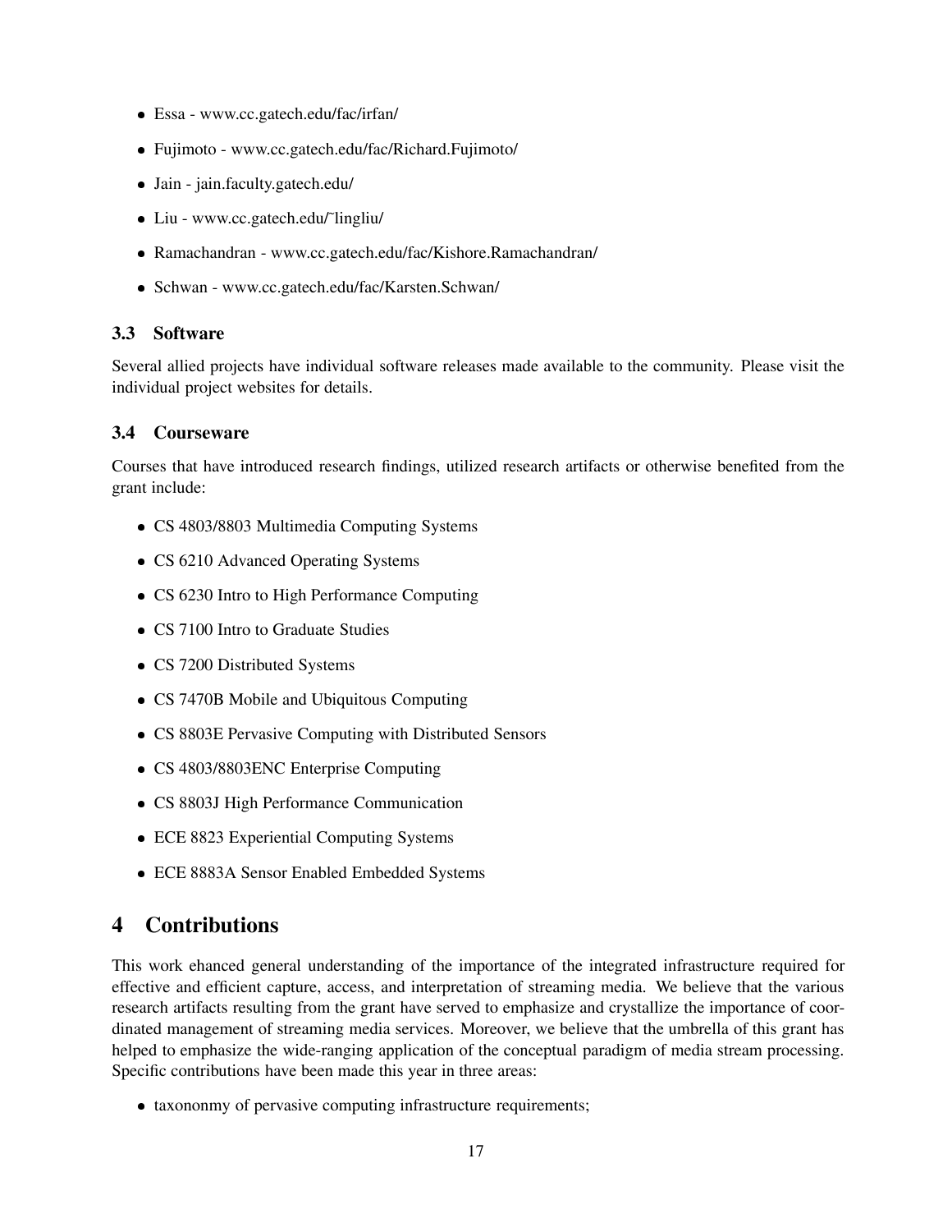- Essa - www.cc.gatech.edu/fac/irfan/
- Fujimoto - www.cc.gatech.edu/fac/Richard.Fujimoto/
- Jain - jain.faculty.gatech.edu/
- Liu - www.cc.gatech.edu/˜lingliu/
- Ramachandran - www.cc.gatech.edu/fac/Kishore.Ramachandran/
- Schwan - www.cc.gatech.edu/fac/Karsten.Schwan/

### 3.3 Software

Several allied projects have individual software releases made available to the community. Please visit the individual project websites for details.

### 3.4 Courseware

Courses that have introduced research findings, utilized research artifacts or otherwise benefited from the grant include:

- CS 4803/8803 Multimedia Computing Systems
- CS 6210 Advanced Operating Systems
- CS 6230 Intro to High Performance Computing
- CS 7100 Intro to Graduate Studies
- CS 7200 Distributed Systems
- CS 7470B Mobile and Ubiquitous Computing
- CS 8803E Pervasive Computing with Distributed Sensors
- CS 4803/8803ENC Enterprise Computing
- CS 8803J High Performance Communication
- ECE 8823 Experiential Computing Systems
- ECE 8883A Sensor Enabled Embedded Systems

## 4 Contributions

This work ehanced general understanding of the importance of the integrated infrastructure required for effective and efficient capture, access, and interpretation of streaming media. We believe that the various research artifacts resulting from the grant have served to emphasize and crystallize the importance of coordinated management of streaming media services. Moreover, we believe that the umbrella of this grant has helped to emphasize the wide-ranging application of the conceptual paradigm of media stream processing. Specific contributions have been made this year in three areas:

- taxononmy of pervasive computing infrastructure requirements;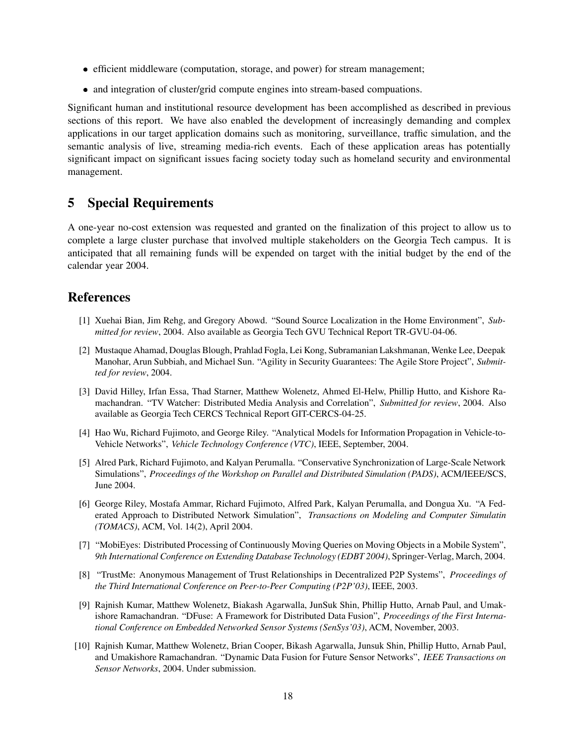- efficient middleware (computation, storage, and power) for stream management;
- and integration of cluster/grid compute engines into stream-based compuations.

Significant human and institutional resource development has been accomplished as described in previous sections of this report. We have also enabled the development of increasingly demanding and complex applications in our target application domains such as monitoring, surveillance, traffic simulation, and the semantic analysis of live, streaming media-rich events. Each of these application areas has potentially significant impact on significant issues facing society today such as homeland security and environmental management.

## 5 Special Requirements

A one-year no-cost extension was requested and granted on the finalization of this project to allow us to complete a large cluster purchase that involved multiple stakeholders on the Georgia Tech campus. It is anticipated that all remaining funds will be expended on target with the initial budget by the end of the calendar year 2004.

## References

[1] Xuehai Bian, Jim Rehg, and Gregory Abowd. "Sound Source Localization in the Home Environment", *Submitted for review*, 2004. Also available as Georgia Tech GVU Technical Report TR-GVU-04-06.

[2] Mustaque Ahamad, Douglas Blough, Prahlad Fogla, Lei Kong, Subramanian Lakshmanan, Wenke Lee, Deepak Manohar, Arun Subbiah, and Michael Sun. "Agility in Security Guarantees: The Agile Store Project", *Submitted for review*, 2004.

[3] David Hilley, Irfan Essa, Thad Starner, Matthew Wolenetz, Ahmed El-Helw, Phillip Hutto, and Kishore Ramachandran. "TV Watcher: Distributed Media Analysis and Correlation", *Submitted for review*, 2004. Also available as Georgia Tech CERCS Technical Report GIT-CERCS-04-25.

[4] Hao Wu, Richard Fujimoto, and George Riley. "Analytical Models for Information Propagation in Vehicle-to-Vehicle Networks", *Vehicle Technology Conference (VTC)*, IEEE, September, 2004.

[5] Alred Park, Richard Fujimoto, and Kalyan Perumalla. "Conservative Synchronization of Large-Scale Network Simulations", *Proceedings of the Workshop on Parallel and Distributed Simulation (PADS)*, ACM/IEEE/SCS, June 2004.

[6] George Riley, Mostafa Ammar, Richard Fujimoto, Alfred Park, Kalyan Perumalla, and Dongua Xu. "A Federated Approach to Distributed Network Simulation", *Transactions on Modeling and Computer Simulatin (TOMACS)*, ACM, Vol. 14(2), April 2004.

[7] "MobiEyes: Distributed Processing of Continuously Moving Queries on Moving Objects in a Mobile System", *9th International Conference on Extending Database Technology (EDBT 2004)*, Springer-Verlag, March, 2004.

[8] "TrustMe: Anonymous Management of Trust Relationships in Decentralized P2P Systems", *Proceedings of the Third International Conference on Peer-to-Peer Computing (P2P'03)*, IEEE, 2003.

[9] Rajnish Kumar, Matthew Wolenetz, Biakash Agarwalla, JunSuk Shin, Phillip Hutto, Arnab Paul, and Umakishore Ramachandran. "DFuse: A Framework for Distributed Data Fusion", *Proceedings of the First International Conference on Embedded Networked Sensor Systems (SenSys'03)*, ACM, November, 2003.

[10] Rajnish Kumar, Matthew Wolenetz, Brian Cooper, Bikash Agarwalla, Junsuk Shin, Phillip Hutto, Arnab Paul, and Umakishore Ramachandran. "Dynamic Data Fusion for Future Sensor Networks", *IEEE Transactions on Sensor Networks*, 2004. Under submission.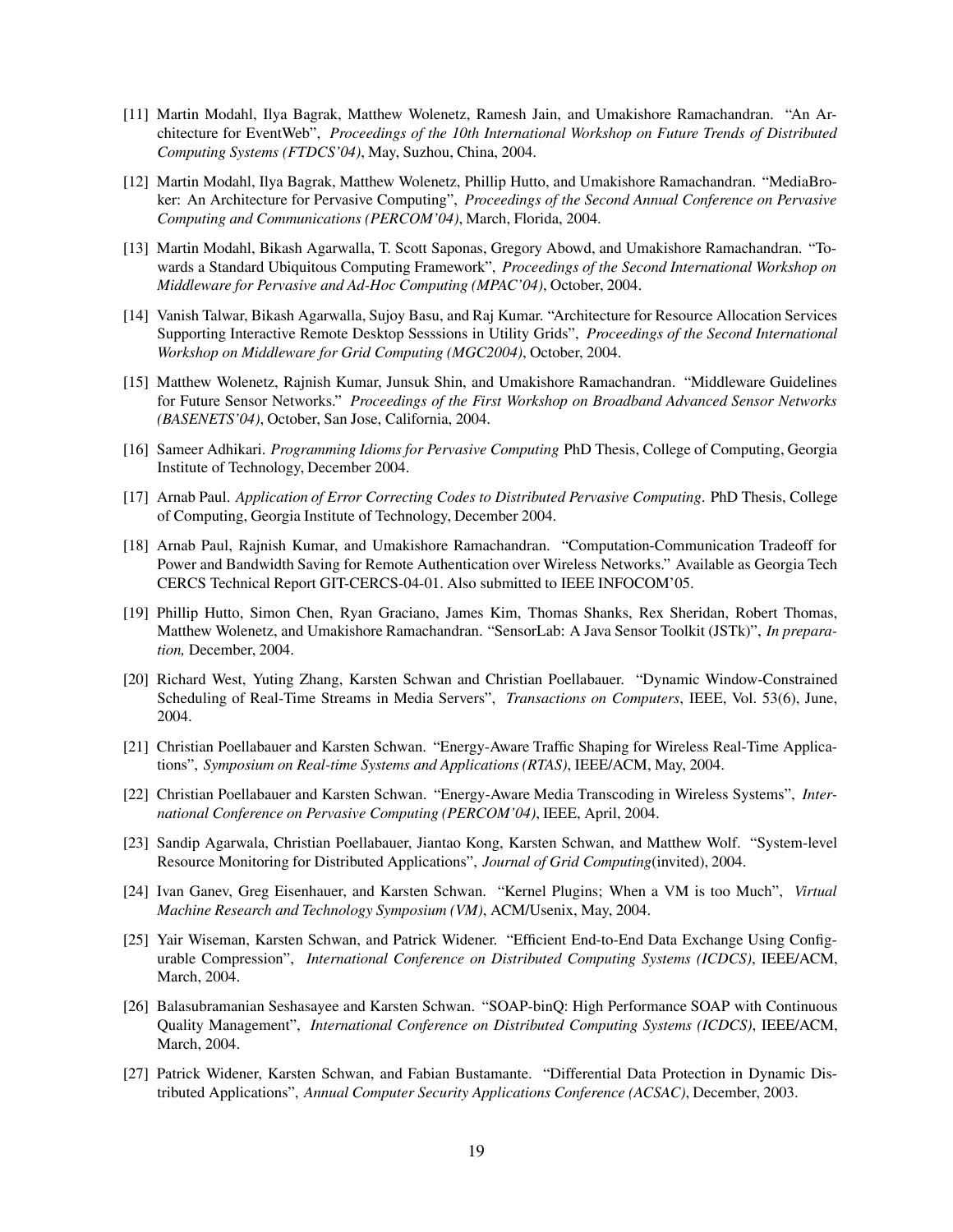[11] Martin Modahl, Ilya Bagrak, Matthew Wolenetz, Ramesh Jain, and Umakishore Ramachandran. "An Architecture for EventWeb", *Proceedings of the 10th International Workshop on Future Trends of Distributed Computing Systems (FTDCS'04)*, May, Suzhou, China, 2004.

[12] Martin Modahl, Ilya Bagrak, Matthew Wolenetz, Phillip Hutto, and Umakishore Ramachandran. "MediaBroker: An Architecture for Pervasive Computing", *Proceedings of the Second Annual Conference on Pervasive Computing and Communications (PERCOM'04)*, March, Florida, 2004.

[13] Martin Modahl, Bikash Agarwalla, T. Scott Saponas, Gregory Abowd, and Umakishore Ramachandran. "Towards a Standard Ubiquitous Computing Framework", *Proceedings of the Second International Workshop on Middleware for Pervasive and Ad-Hoc Computing (MPAC'04)*, October, 2004.

[14] Vanish Talwar, Bikash Agarwalla, Sujoy Basu, and Raj Kumar. "Architecture for Resource Allocation Services Supporting Interactive Remote Desktop Sesssions in Utility Grids", *Proceedings of the Second International Workshop on Middleware for Grid Computing (MGC2004)*, October, 2004.

[15] Matthew Wolenetz, Rajnish Kumar, Junsuk Shin, and Umakishore Ramachandran. "Middleware Guidelines for Future Sensor Networks." *Proceedings of the First Workshop on Broadband Advanced Sensor Networks (BASENETS'04)*, October, San Jose, California, 2004.

[16] Sameer Adhikari. *Programming Idioms for Pervasive Computing* PhD Thesis, College of Computing, Georgia Institute of Technology, December 2004.

[17] Arnab Paul. *Application of Error Correcting Codes to Distributed Pervasive Computing*. PhD Thesis, College of Computing, Georgia Institute of Technology, December 2004.

[18] Arnab Paul, Rajnish Kumar, and Umakishore Ramachandran. "Computation-Communication Tradeoff for Power and Bandwidth Saving for Remote Authentication over Wireless Networks." Available as Georgia Tech CERCS Technical Report GIT-CERCS-04-01. Also submitted to IEEE INFOCOM'05.

[19] Phillip Hutto, Simon Chen, Ryan Graciano, James Kim, Thomas Shanks, Rex Sheridan, Robert Thomas, Matthew Wolenetz, and Umakishore Ramachandran. "SensorLab: A Java Sensor Toolkit (JSTk)", *In preparation,* December, 2004.

[20] Richard West, Yuting Zhang, Karsten Schwan and Christian Poellabauer. "Dynamic Window-Constrained Scheduling of Real-Time Streams in Media Servers", *Transactions on Computers*, IEEE, Vol. 53(6), June, 2004.

[21] Christian Poellabauer and Karsten Schwan. "Energy-Aware Traffic Shaping for Wireless Real-Time Applications", *Symposium on Real-time Systems and Applications (RTAS)*, IEEE/ACM, May, 2004.

[22] Christian Poellabauer and Karsten Schwan. "Energy-Aware Media Transcoding in Wireless Systems", *International Conference on Pervasive Computing (PERCOM'04)*, IEEE, April, 2004.

[23] Sandip Agarwala, Christian Poellabauer, Jiantao Kong, Karsten Schwan, and Matthew Wolf. "System-level Resource Monitoring for Distributed Applications", *Journal of Grid Computing*(invited), 2004.

[24] Ivan Ganev, Greg Eisenhauer, and Karsten Schwan. "Kernel Plugins; When a VM is too Much", *Virtual Machine Research and Technology Symposium (VM)*, ACM/Usenix, May, 2004.

[25] Yair Wiseman, Karsten Schwan, and Patrick Widener. "Efficient End-to-End Data Exchange Using Configurable Compression", *International Conference on Distributed Computing Systems (ICDCS)*, IEEE/ACM, March, 2004.

[26] Balasubramanian Seshasayee and Karsten Schwan. "SOAP-binQ: High Performance SOAP with Continuous Quality Management", *International Conference on Distributed Computing Systems (ICDCS)*, IEEE/ACM, March, 2004.

[27] Patrick Widener, Karsten Schwan, and Fabian Bustamante. "Differential Data Protection in Dynamic Distributed Applications", *Annual Computer Security Applications Conference (ACSAC)*, December, 2003.